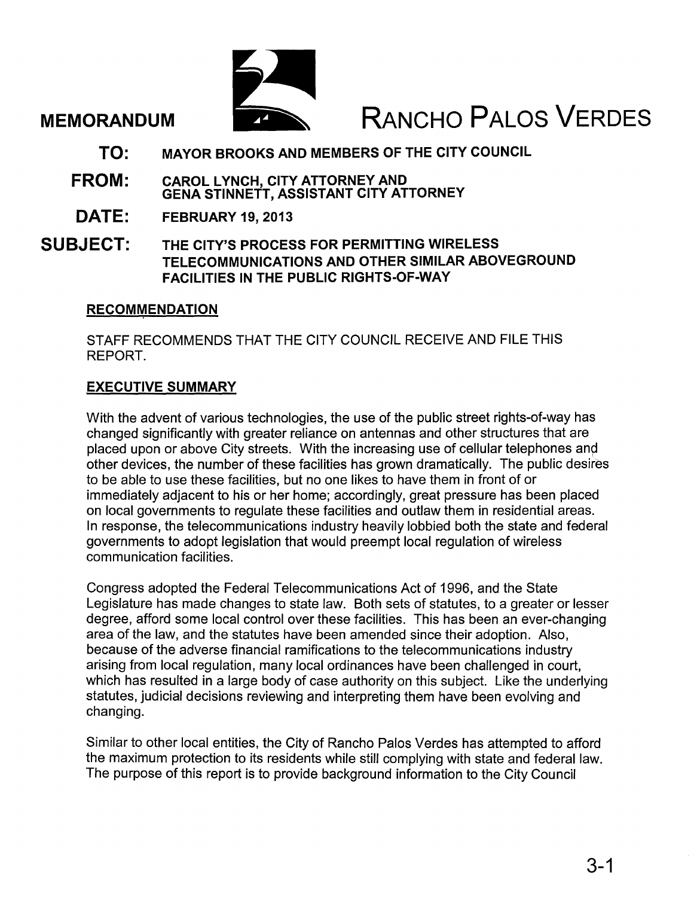**MEMORANDUM**

# RANCHO PALOS VERDES

**TO:** MAYOR BROOKS AND MEMBERS OF THE CITY COUNCIL

**FROM:** CAROL LYNCH, CITY ATTORNEY AND GENA STINNETT, ASSISTANT CITY ATTORNEY

**DATE:** FEBRUARY 19, 2013

**SUBJECT:** THE CITY'S PROCESS FOR PERMITTING WIRELESS TELECOMMUNICATIONS AND OTHER SIMILAR ABOVEGROUND FACILITIES IN THE PUBLIC RIGHTS-OF-WAY

## RECOMMENDATION

STAFF RECOMMENDS THAT THE CITY COUNCIL RECEIVE AND FILE THIS REPORT.

## EXECUTIVE SUMMARY

With the advent of various technologies, the use of the public street rights-of-way has changed significantly with greater reliance on antennas and other structures that are placed upon or above City streets. With the increasing use of cellular telephones and other devices, the number of these facilities has grown dramatically. The public desires to be able to use these facilities, but no one likes to have them in front of or immediately adjacent to his or her home; accordingly, great pressure has been placed on local governments to regulate these facilities and outlaw them in residential areas. In response, the telecommunications industry heavily lobbied both the state and federal governments to adopt legislation that would preempt local regulation of wireless communication facilities.

Congress adopted the Federal Telecommunications Act of 1996, and the State Legislature has made changes to state law. Both sets of statutes, to a greater or lesser degree, afford some local control over these facilities. This has been an ever-changing area of the law, and the statutes have been amended since their adoption. Also, because of the adverse financial ramifications to the telecommunications industry arising from local regulation, many local ordinances have been challenged in court, which has resulted in a large body of case authority on this subject. Like the underlying statutes, judicial decisions reviewing and interpreting them have been evolving and changing.

Similar to other local entities, the City of Rancho Palos Verdes has attempted to afford the maximum protection to its residents while still complying with state and federal law. The purpose of this report is to provide background information to the City Council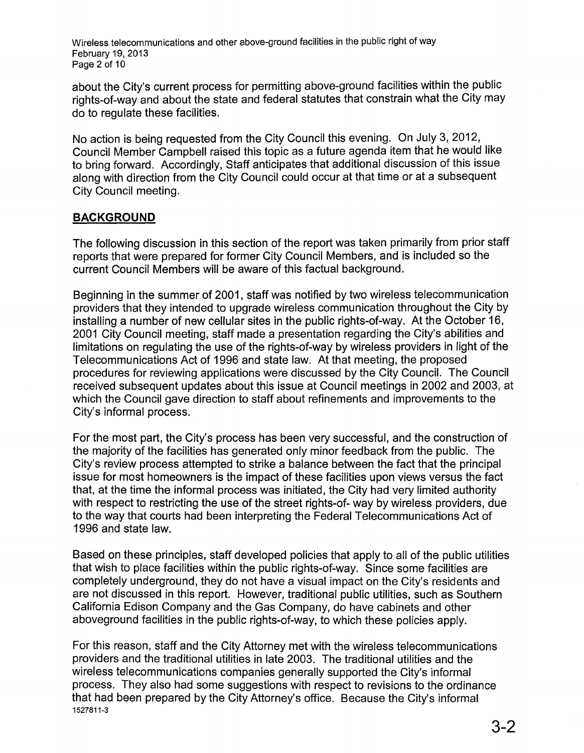about the City's current process for permitting above-ground facilities within the public rights-of-way and about the state and federal statutes that constrain what the City may do to regulate these facilities.

No action is being requested from the City Council this evening. On July 3, 2012, Council Member Campbell raised this topic as a future agenda item that he would like to bring forward. Accordingly, Staff anticipates that additional discussion of this issue along with direction from the City Council could occur at that time or at a subsequent City Council meeting.

## BACKGROUND

The following discussion in this section of the report was taken primarily from prior staff reports that were prepared for former City Council Members, and is included so the current Council Members will be aware of this factual background.

Beginning in the summer of 2001, staff was notified by two wireless telecommunication providers that they intended to upgrade wireless communication throughout the City by installing a number of new cellular sites in the public rights-of-way. At the October 16, 2001 City Council meeting, staff made a presentation regarding the City's abilities and limitations on regulating the use of the rights-of-way by wireless providers in light of the Telecommunications Act of 1996 and state law. At that meeting, the proposed procedures for reviewing applications were discussed by the City Council. The Council received subsequent updates about this issue at Council meetings in 2002 and 2003, at which the Council gave direction to staff about refinements and improvements to the City's informal process.

For the most part, the City's process has been very successful, and the construction of the majority of the facilities has generated only minor feedback from the public. The City's review process attempted to strike a balance between the fact that the principal issue for most homeowners is the impact of these facilities upon views versus the fact that, at the time the informal process was initiated, the City had very limited authority with respect to restricting the use of the street rights-of- way by wireless providers, due to the way that courts had been interpreting the Federal Telecommunications Act of 1996 and state law.

Based on these principles, staff developed policies that apply to all of the public utilities that wish to place facilities within the public rights-of-way. Since some facilities are completely underground, they do not have a visual impact on the City's residents and are not discussed in this report. However, traditional public utilities, such as Southern California Edison Company and the Gas Company, do have cabinets and other aboveground facilities in the public rights-of-way, to which these policies apply.

For this reason, staff and the City Attorney met with the wireless telecommunications providers and the traditional utilities in late 2003. The traditional utilities and the wireless telecommunications companies generally supported the City's informal process. They also had some suggestions with respect to revisions to the ordinance that had been prepared by the City Attorney's office. Because the City's informal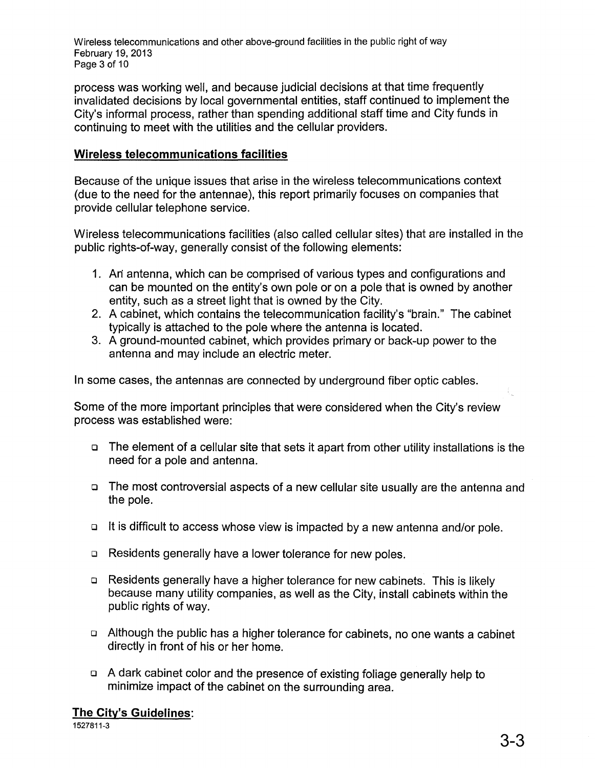process was working well, and because judicial decisions at that time frequently invalidated decisions by local governmental entities, staff continued to implement the City's informal process, rather than spending additional staff time and City funds in continuing to meet with the utilities and the cellular providers.

## Wireless telecommunications facilities

Because of the unique issues that arise in the wireless telecommunications context (due to the need for the antennae), this report primarily focuses on companies that provide cellular telephone service.

Wireless telecommunications facilities (also called cellular sites) that are installed in the public rights-of-way, generally consist of the following elements:

1. An antenna, which can be comprised of various types and configurations and can be mounted on the entity's own pole or on a pole that is owned by another entity, such as a street light that is owned by the City.
2. A cabinet, which contains the telecommunication facility's "brain." The cabinet typically is attached to the pole where the antenna is located.
3. A ground-mounted cabinet, which provides primary or back-up power to the antenna and may include an electric meter.

In some cases, the antennas are connected by underground fiber optic cables.

Some of the more important principles that were considered when the City's review process was established were:

- The element of a cellular site that sets it apart from other utility installations is the need for a pole and antenna.
- The most controversial aspects of a new cellular site usually are the antenna and the pole.
- It is difficult to access whose view is impacted by a new antenna and/or pole.
- Residents generally have a lower tolerance for new poles.
- Residents generally have a higher tolerance for new cabinets. This is likely because many utility companies, as well as the City, install cabinets within the public rights of way.
- Although the public has a higher tolerance for cabinets, no one wants a cabinet directly in front of his or her home.
- A dark cabinet color and the presence of existing foliage generally help to minimize impact of the cabinet on the surrounding area.

## The City's Guidelines: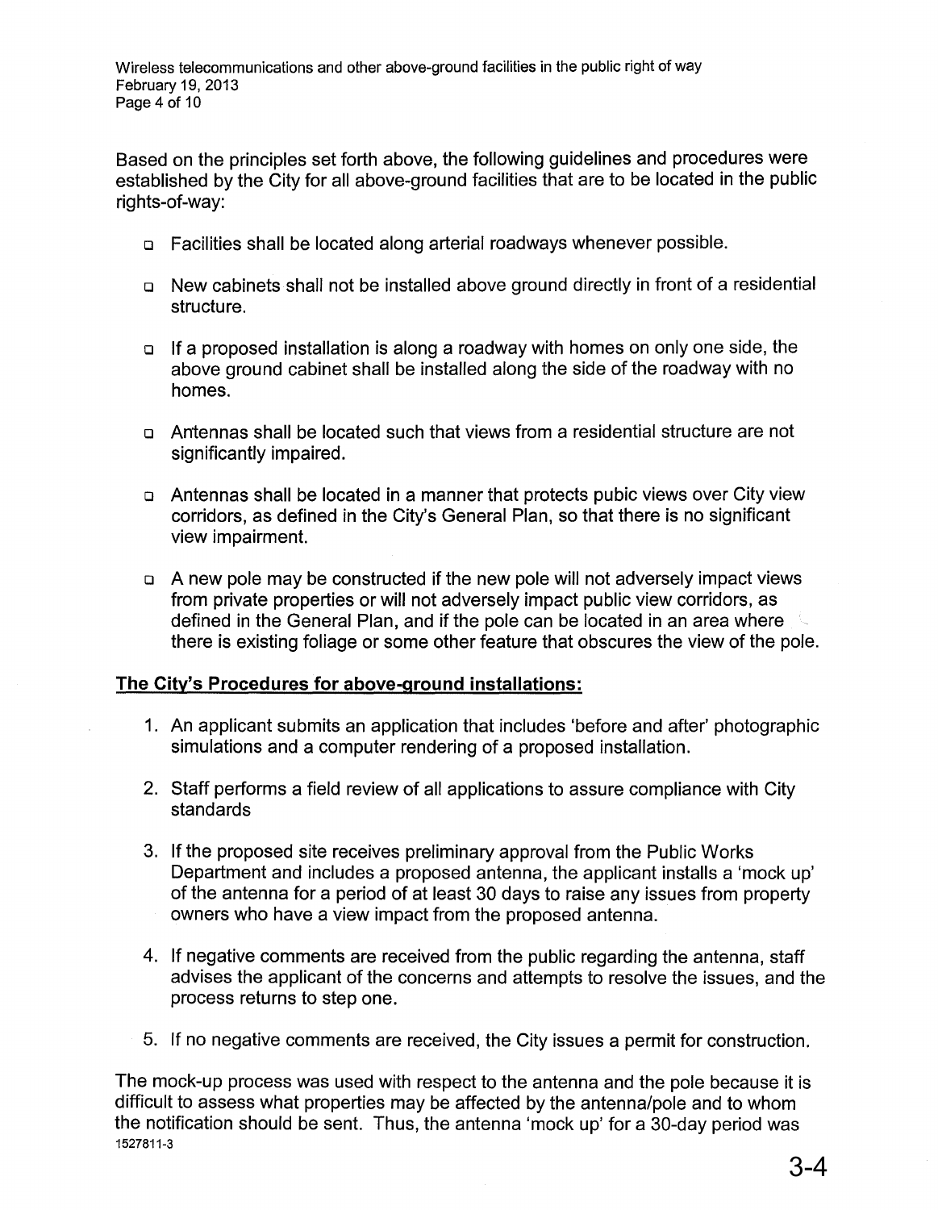Based on the principles set forth above, the following guidelines and procedures were established by the City for all above-ground facilities that are to be located in the public rights-of-way:

- Facilities shall be located along arterial roadways whenever possible.
- New cabinets shall not be installed above ground directly in front of a residential structure.
- If a proposed installation is along a roadway with homes on only one side, the above ground cabinet shall be installed along the side of the roadway with no homes.
- Antennas shall be located such that views from a residential structure are not significantly impaired.
- Antennas shall be located in a manner that protects pubic views over City view corridors, as defined in the City's General Plan, so that there is no significant view impairment.
- A new pole may be constructed if the new pole will not adversely impact views from private properties or will not adversely impact public view corridors, as defined in the General Plan, and if the pole can be located in an area where there is existing foliage or some other feature that obscures the view of the pole.

**The City's Procedures for above-ground installations:**

1. An applicant submits an application that includes 'before and after' photographic simulations and a computer rendering of a proposed installation.
2. Staff performs a field review of all applications to assure compliance with City standards
3. If the proposed site receives preliminary approval from the Public Works Department and includes a proposed antenna, the applicant installs a 'mock up' of the antenna for a period of at least 30 days to raise any issues from property owners who have a view impact from the proposed antenna.
4. If negative comments are received from the public regarding the antenna, staff advises the applicant of the concerns and attempts to resolve the issues, and the process returns to step one.
5. If no negative comments are received, the City issues a permit for construction.

The mock-up process was used with respect to the antenna and the pole because it is difficult to assess what properties may be affected by the antenna/pole and to whom the notification should be sent. Thus, the antenna 'mock up' for a 30-day period was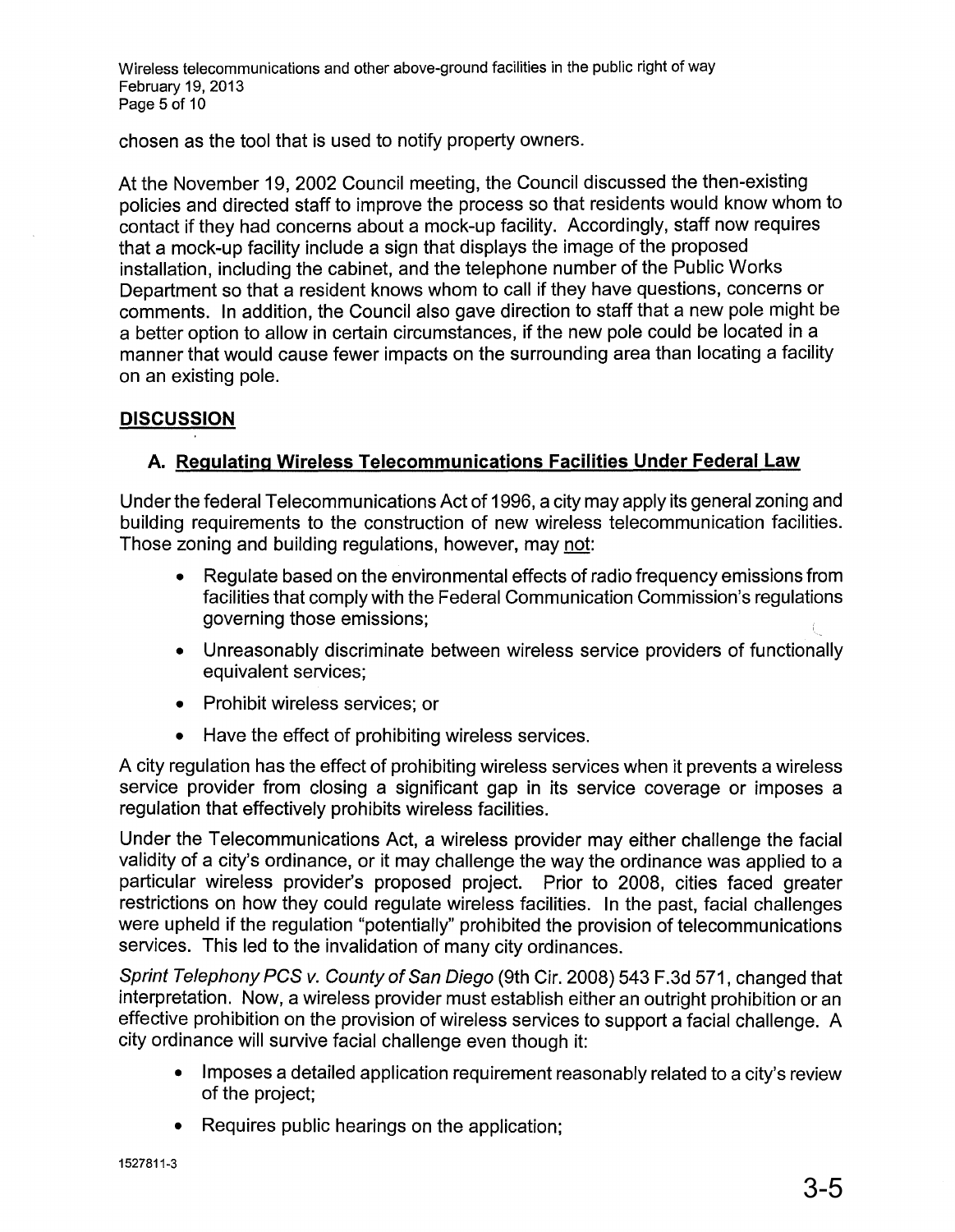chosen as the tool that is used to notify property owners.

At the November 19, 2002 Council meeting, the Council discussed the then-existing policies and directed staff to improve the process so that residents would know whom to contact if they had concerns about a mock-up facility. Accordingly, staff now requires that a mock-up facility include a sign that displays the image of the proposed installation, including the cabinet, and the telephone number of the Public Works Department so that a resident knows whom to call if they have questions, concerns or comments. In addition, the Council also gave direction to staff that a new pole might be a better option to allow in certain circumstances, if the new pole could be located in a manner that would cause fewer impacts on the surrounding area than locating a facility on an existing pole.

## DISCUSSION

### A. Regulating Wireless Telecommunications Facilities Under Federal Law

Under the federal Telecommunications Act of 1996, a city may apply its general zoning and building requirements to the construction of new wireless telecommunication facilities. Those zoning and building regulations, however, may not:

- Regulate based on the environmental effects of radio frequency emissions from facilities that comply with the Federal Communication Commission's regulations governing those emissions;
- Unreasonably discriminate between wireless service providers of functionally equivalent services;
- Prohibit wireless services; or
- Have the effect of prohibiting wireless services.

A city regulation has the effect of prohibiting wireless services when it prevents a wireless service provider from closing a significant gap in its service coverage or imposes a regulation that effectively prohibits wireless facilities.

Under the Telecommunications Act, a wireless provider may either challenge the facial validity of a city's ordinance, or it may challenge the way the ordinance was applied to a particular wireless provider's proposed project. Prior to 2008, cities faced greater restrictions on how they could regulate wireless facilities. In the past, facial challenges were upheld if the regulation "potentially" prohibited the provision of telecommunications services. This led to the invalidation of many city ordinances.

*Sprint Telephony PCS v. County of San Diego* (9th Cir. 2008) 543 F.3d 571, changed that interpretation. Now, a wireless provider must establish either an outright prohibition or an effective prohibition on the provision of wireless services to support a facial challenge. A city ordinance will survive facial challenge even though it:

- Imposes a detailed application requirement reasonably related to a city's review of the project;
- Requires public hearings on the application;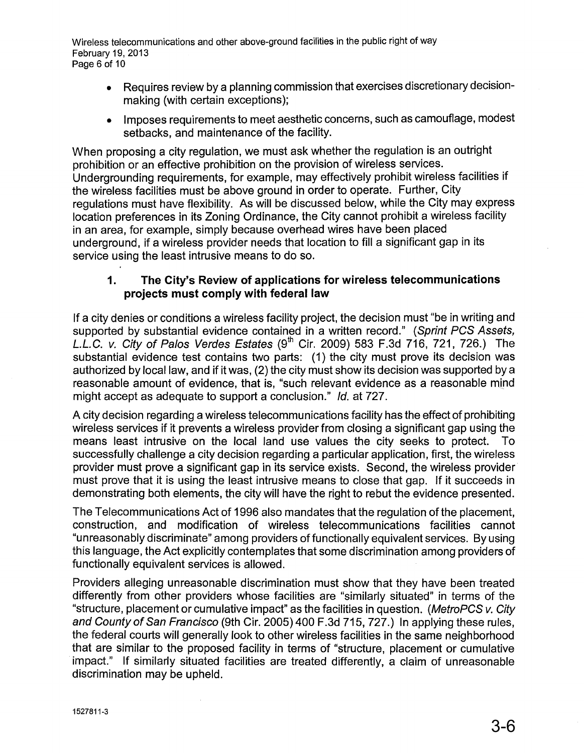- Requires review by a planning commission that exercises discretionary decision-making (with certain exceptions);
- Imposes requirements to meet aesthetic concerns, such as camouflage, modest setbacks, and maintenance of the facility.

When proposing a city regulation, we must ask whether the regulation is an outright prohibition or an effective prohibition on the provision of wireless services. Undergrounding requirements, for example, may effectively prohibit wireless facilities if the wireless facilities must be above ground in order to operate. Further, City regulations must have flexibility. As will be discussed below, while the City may express location preferences in its Zoning Ordinance, the City cannot prohibit a wireless facility in an area, for example, simply because overhead wires have been placed underground, if a wireless provider needs that location to fill a significant gap in its service using the least intrusive means to do so.

### 1. The City's Review of applications for wireless telecommunications projects must comply with federal law

If a city denies or conditions a wireless facility project, the decision must "be in writing and supported by substantial evidence contained in a written record." (*Sprint PCS Assets, L.L.C. v. City of Palos Verdes Estates* (9th Cir. 2009) 583 F.3d 716, 721, 726.) The substantial evidence test contains two parts: (1) the city must prove its decision was authorized by local law, and if it was, (2) the city must show its decision was supported by a reasonable amount of evidence, that is, "such relevant evidence as a reasonable mind might accept as adequate to support a conclusion." *Id.* at 727.

A city decision regarding a wireless telecommunications facility has the effect of prohibiting wireless services if it prevents a wireless provider from closing a significant gap using the means least intrusive on the local land use values the city seeks to protect. To successfully challenge a city decision regarding a particular application, first, the wireless provider must prove a significant gap in its service exists. Second, the wireless provider must prove that it is using the least intrusive means to close that gap. If it succeeds in demonstrating both elements, the city will have the right to rebut the evidence presented.

The Telecommunications Act of 1996 also mandates that the regulation of the placement, construction, and modification of wireless telecommunications facilities cannot "unreasonably discriminate" among providers of functionally equivalent services. By using this language, the Act explicitly contemplates that some discrimination among providers of functionally equivalent services is allowed.

Providers alleging unreasonable discrimination must show that they have been treated differently from other providers whose facilities are "similarly situated" in terms of the "structure, placement or cumulative impact" as the facilities in question. (*MetroPCS v. City and County of San Francisco* (9th Cir. 2005) 400 F.3d 715, 727.) In applying these rules, the federal courts will generally look to other wireless facilities in the same neighborhood that are similar to the proposed facility in terms of "structure, placement or cumulative impact." If similarly situated facilities are treated differently, a claim of unreasonable discrimination may be upheld.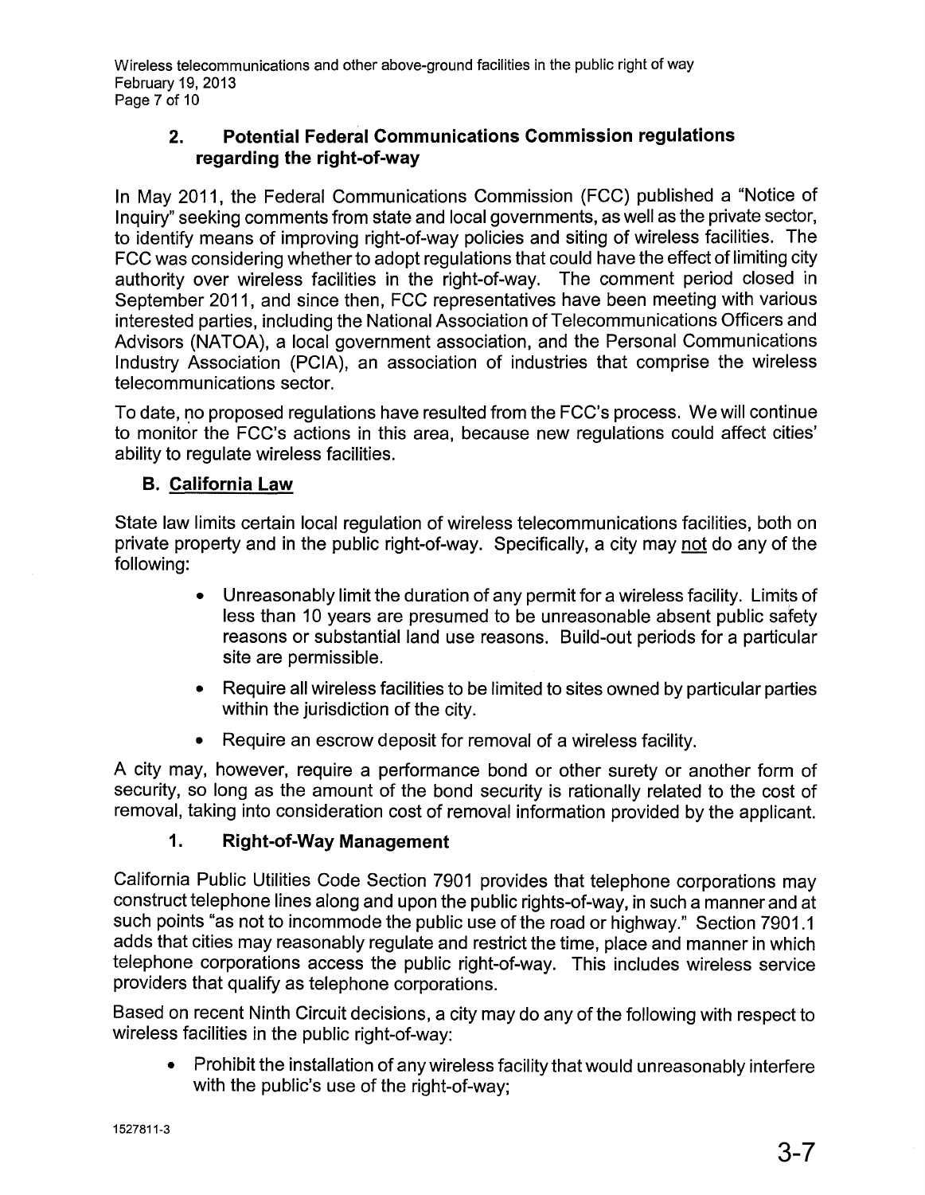### 2. Potential Federal Communications Commission regulations regarding the right-of-way

In May 2011, the Federal Communications Commission (FCC) published a "Notice of Inquiry" seeking comments from state and local governments, as well as the private sector, to identify means of improving right-of-way policies and siting of wireless facilities. The FCC was considering whether to adopt regulations that could have the effect of limiting city authority over wireless facilities in the right-of-way. The comment period closed in September 2011, and since then, FCC representatives have been meeting with various interested parties, including the National Association of Telecommunications Officers and Advisors (NATOA), a local government association, and the Personal Communications Industry Association (PCIA), an association of industries that comprise the wireless telecommunications sector.

To date, no proposed regulations have resulted from the FCC's process. We will continue to monitor the FCC's actions in this area, because new regulations could affect cities' ability to regulate wireless facilities.

## B. California Law

State law limits certain local regulation of wireless telecommunications facilities, both on private property and in the public right-of-way. Specifically, a city may not do any of the following:

- Unreasonably limit the duration of any permit for a wireless facility. Limits of less than 10 years are presumed to be unreasonable absent public safety reasons or substantial land use reasons. Build-out periods for a particular site are permissible.
- Require all wireless facilities to be limited to sites owned by particular parties within the jurisdiction of the city.
- Require an escrow deposit for removal of a wireless facility.

A city may, however, require a performance bond or other surety or another form of security, so long as the amount of the bond security is rationally related to the cost of removal, taking into consideration cost of removal information provided by the applicant.

### 1. Right-of-Way Management

California Public Utilities Code Section 7901 provides that telephone corporations may construct telephone lines along and upon the public rights-of-way, in such a manner and at such points "as not to incommode the public use of the road or highway." Section 7901.1 adds that cities may reasonably regulate and restrict the time, place and manner in which telephone corporations access the public right-of-way. This includes wireless service providers that qualify as telephone corporations.

Based on recent Ninth Circuit decisions, a city may do any of the following with respect to wireless facilities in the public right-of-way:

- Prohibit the installation of any wireless facility that would unreasonably interfere with the public's use of the right-of-way;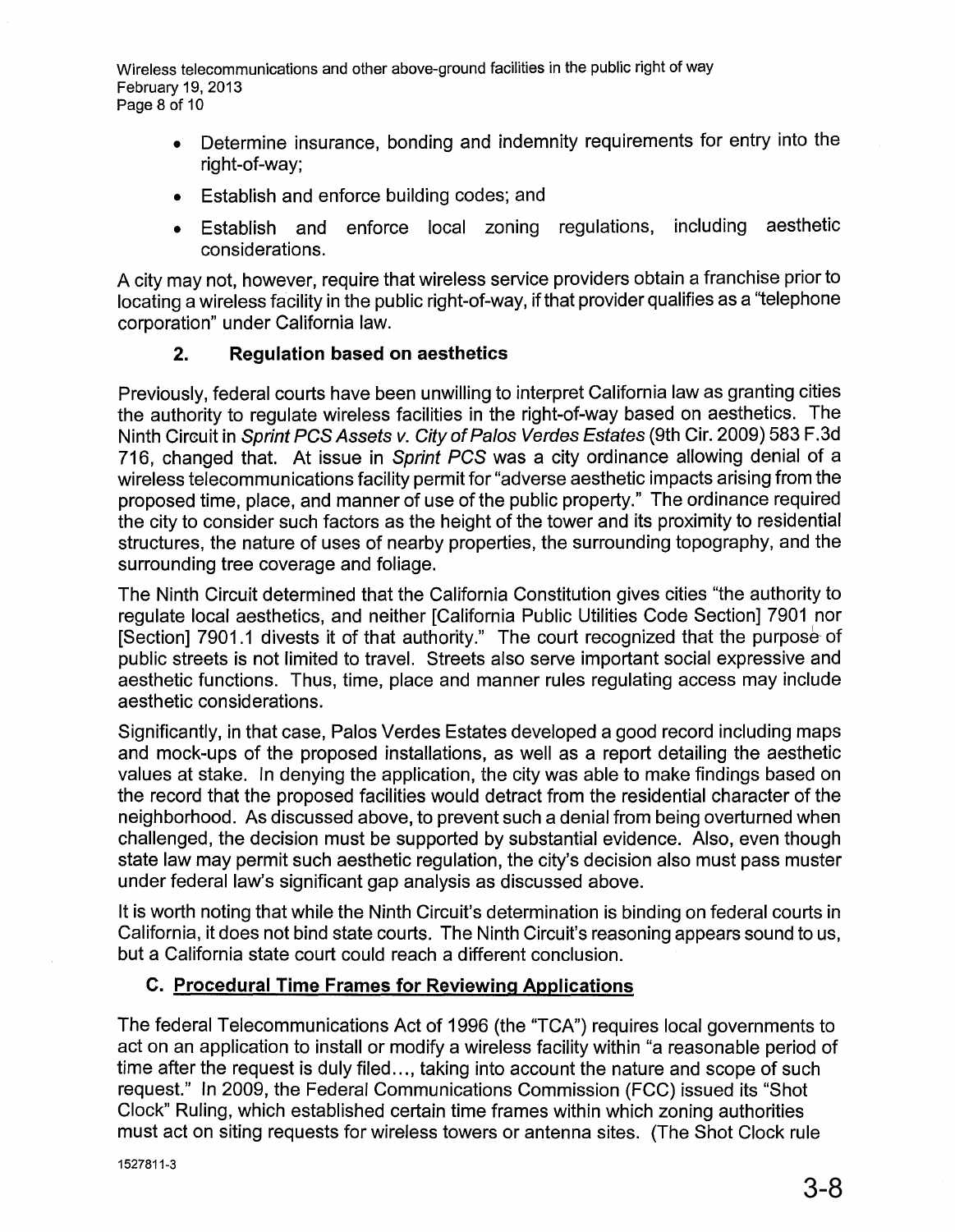- Determine insurance, bonding and indemnity requirements for entry into the right-of-way;
- Establish and enforce building codes; and
- Establish and enforce local zoning regulations, including aesthetic considerations.

A city may not, however, require that wireless service providers obtain a franchise prior to locating a wireless facility in the public right-of-way, if that provider qualifies as a "telephone corporation" under California law.

### 2. Regulation based on aesthetics

Previously, federal courts have been unwilling to interpret California law as granting cities the authority to regulate wireless facilities in the right-of-way based on aesthetics. The Ninth Circuit in *Sprint PCS Assets v. City of Palos Verdes Estates* (9th Cir. 2009) 583 F.3d 716, changed that. At issue in *Sprint PCS* was a city ordinance allowing denial of a wireless telecommunications facility permit for "adverse aesthetic impacts arising from the proposed time, place, and manner of use of the public property." The ordinance required the city to consider such factors as the height of the tower and its proximity to residential structures, the nature of uses of nearby properties, the surrounding topography, and the surrounding tree coverage and foliage.

The Ninth Circuit determined that the California Constitution gives cities "the authority to regulate local aesthetics, and neither [California Public Utilities Code Section] 7901 nor [Section] 7901.1 divests it of that authority." The court recognized that the purpose of public streets is not limited to travel. Streets also serve important social expressive and aesthetic functions. Thus, time, place and manner rules regulating access may include aesthetic considerations.

Significantly, in that case, Palos Verdes Estates developed a good record including maps and mock-ups of the proposed installations, as well as a report detailing the aesthetic values at stake. In denying the application, the city was able to make findings based on the record that the proposed facilities would detract from the residential character of the neighborhood. As discussed above, to prevent such a denial from being overturned when challenged, the decision must be supported by substantial evidence. Also, even though state law may permit such aesthetic regulation, the city's decision also must pass muster under federal law's significant gap analysis as discussed above.

It is worth noting that while the Ninth Circuit's determination is binding on federal courts in California, it does not bind state courts. The Ninth Circuit's reasoning appears sound to us, but a California state court could reach a different conclusion.

## C. Procedural Time Frames for Reviewing Applications

The federal Telecommunications Act of 1996 (the "TCA") requires local governments to act on an application to install or modify a wireless facility within "a reasonable period of time after the request is duly filed…, taking into account the nature and scope of such request." In 2009, the Federal Communications Commission (FCC) issued its "Shot Clock" Ruling, which established certain time frames within which zoning authorities must act on siting requests for wireless towers or antenna sites. (The Shot Clock rule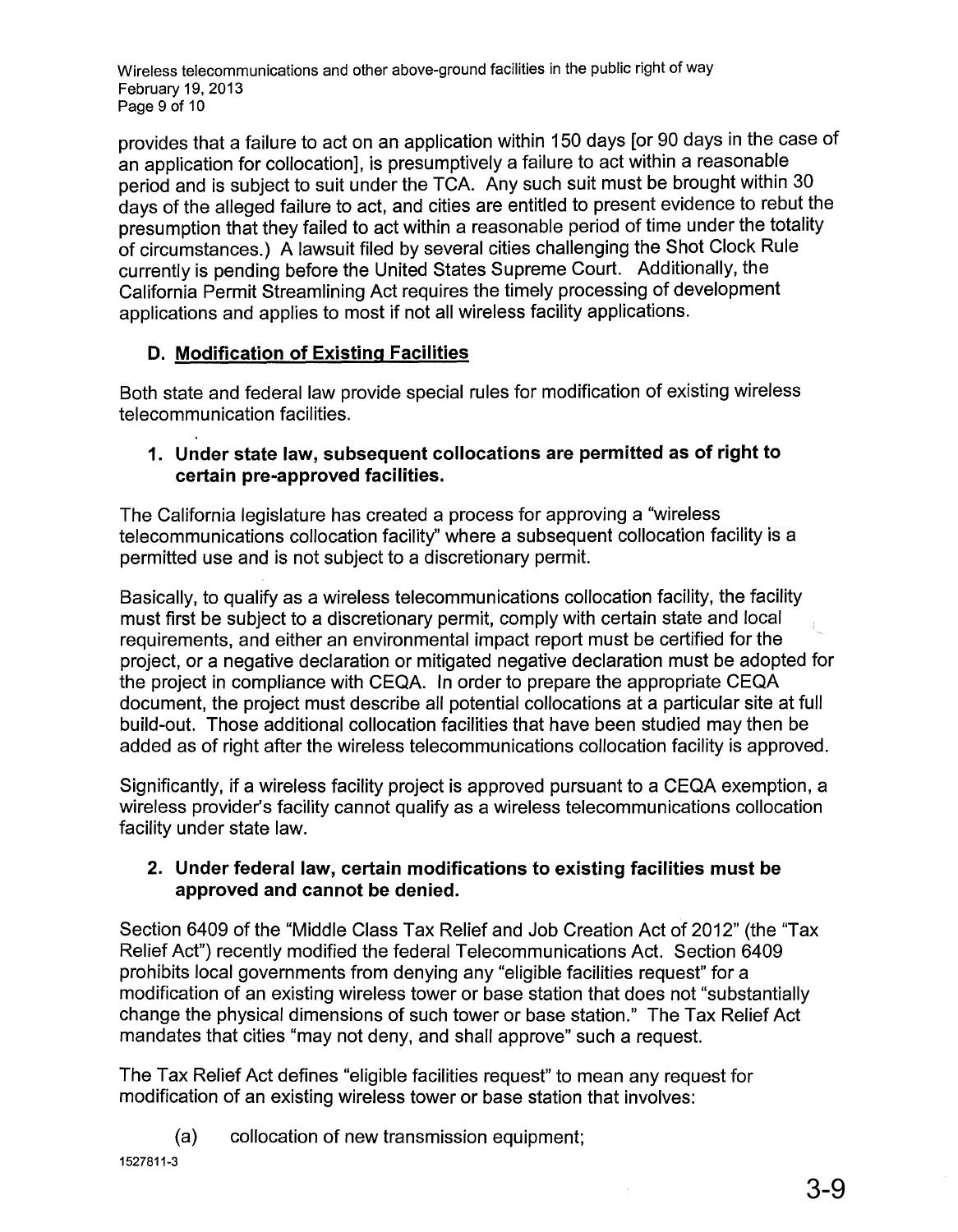provides that a failure to act on an application within 150 days [or 90 days in the case of an application for collocation], is presumptively a failure to act within a reasonable period and is subject to suit under the TCA. Any such suit must be brought within 30 days of the alleged failure to act, and cities are entitled to present evidence to rebut the presumption that they failed to act within a reasonable period of time under the totality of circumstances.) A lawsuit filed by several cities challenging the Shot Clock Rule currently is pending before the United States Supreme Court. Additionally, the California Permit Streamlining Act requires the timely processing of development applications and applies to most if not all wireless facility applications.

### D. Modification of Existing Facilities

Both state and federal law provide special rules for modification of existing wireless telecommunication facilities.

#### 1. Under state law, subsequent collocations are permitted as of right to certain pre-approved facilities.

The California legislature has created a process for approving a "wireless telecommunications collocation facility" where a subsequent collocation facility is a permitted use and is not subject to a discretionary permit.

Basically, to qualify as a wireless telecommunications collocation facility, the facility must first be subject to a discretionary permit, comply with certain state and local requirements, and either an environmental impact report must be certified for the project, or a negative declaration or mitigated negative declaration must be adopted for the project in compliance with CEQA. In order to prepare the appropriate CEQA document, the project must describe all potential collocations at a particular site at full build-out. Those additional collocation facilities that have been studied may then be added as of right after the wireless telecommunications collocation facility is approved.

Significantly, if a wireless facility project is approved pursuant to a CEQA exemption, a wireless provider's facility cannot qualify as a wireless telecommunications collocation facility under state law.

#### 2. Under federal law, certain modifications to existing facilities must be approved and cannot be denied.

Section 6409 of the "Middle Class Tax Relief and Job Creation Act of 2012" (the "Tax Relief Act") recently modified the federal Telecommunications Act. Section 6409 prohibits local governments from denying any "eligible facilities request" for a modification of an existing wireless tower or base station that does not "substantially change the physical dimensions of such tower or base station." The Tax Relief Act mandates that cities "may not deny, and shall approve" such a request.

The Tax Relief Act defines "eligible facilities request" to mean any request for modification of an existing wireless tower or base station that involves:

(a) collocation of new transmission equipment;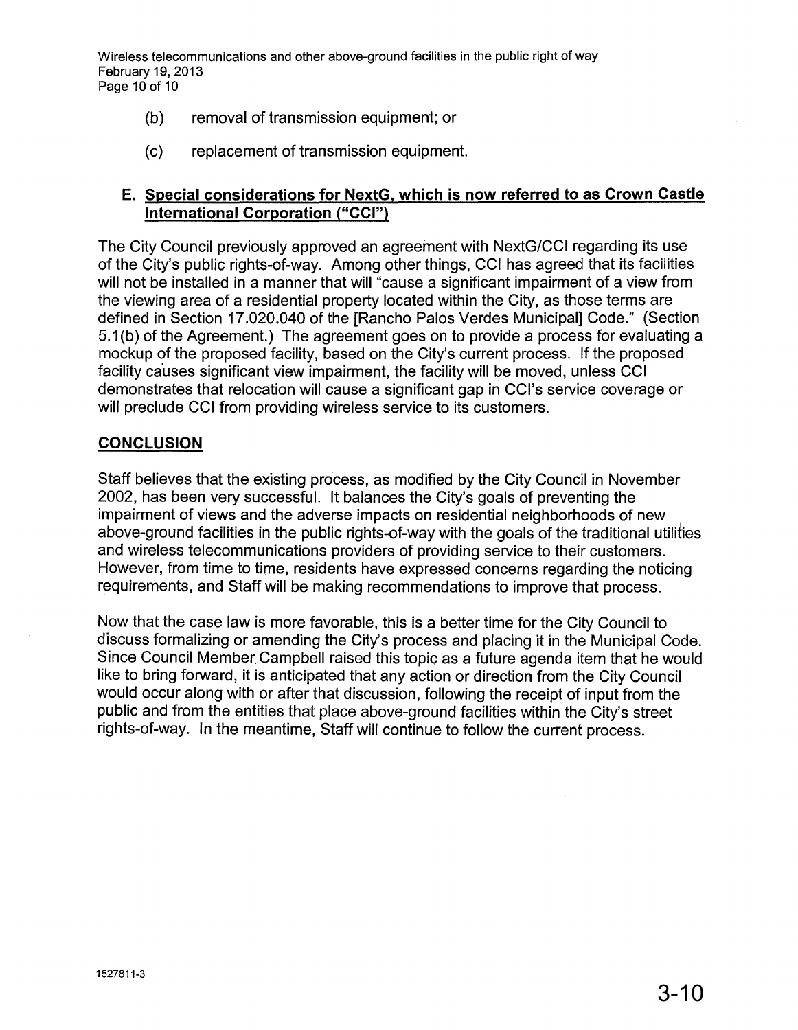(b) removal of transmission equipment; or

(c) replacement of transmission equipment.

### E. Special considerations for NextG, which is now referred to as Crown Castle International Corporation ("CCI")

The City Council previously approved an agreement with NextG/CCI regarding its use of the City's public rights-of-way. Among other things, CCI has agreed that its facilities will not be installed in a manner that will "cause a significant impairment of a view from the viewing area of a residential property located within the City, as those terms are defined in Section 17.020.040 of the [Rancho Palos Verdes Municipal] Code." (Section 5.1(b) of the Agreement.) The agreement goes on to provide a process for evaluating a mockup of the proposed facility, based on the City's current process. If the proposed facility causes significant view impairment, the facility will be moved, unless CCI demonstrates that relocation will cause a significant gap in CCI's service coverage or will preclude CCI from providing wireless service to its customers.

## CONCLUSION

Staff believes that the existing process, as modified by the City Council in November 2002, has been very successful. It balances the City's goals of preventing the impairment of views and the adverse impacts on residential neighborhoods of new above-ground facilities in the public rights-of-way with the goals of the traditional utilities and wireless telecommunications providers of providing service to their customers. However, from time to time, residents have expressed concerns regarding the noticing requirements, and Staff will be making recommendations to improve that process.

Now that the case law is more favorable, this is a better time for the City Council to discuss formalizing or amending the City's process and placing it in the Municipal Code. Since Council Member Campbell raised this topic as a future agenda item that he would like to bring forward, it is anticipated that any action or direction from the City Council would occur along with or after that discussion, following the receipt of input from the public and from the entities that place above-ground facilities within the City's street rights-of-way. In the meantime, Staff will continue to follow the current process.

1527811-3